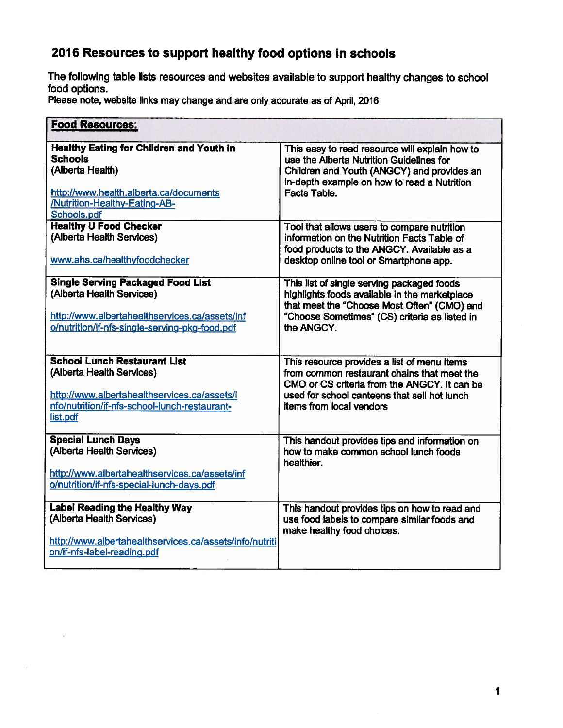# 2016 Resources to support healthy food options in schools

The following table lists resources and websites available to support healthy changes to school food options.

**Please note, website links may change and are only accurate as of April, 2016**

| **Food Resources:** | |
|---|---|
| **Healthy Eating for Children and Youth in Schools** (Alberta Health) http://www.health.alberta.ca/documents/Nutrition-Healthy-Eating-AB-Schools.pdf | This easy to read resource will explain how to use the Alberta Nutrition Guidelines for Children and Youth (ANGCY) and provides an in-depth example on how to read a Nutrition Facts Table. |
| **Healthy U Food Checker** (Alberta Health Services) www.ahs.ca/healthyfoodchecker | Tool that allows users to compare nutrition information on the Nutrition Facts Table of food products to the ANGCY. Available as a desktop online tool or Smartphone app. |
| **Single Serving Packaged Food List** (Alberta Health Services) http://www.albertahealthservices.ca/assets/info/nutrition/if-nfs-single-serving-pkg-food.pdf | This list of single serving packaged foods highlights foods available in the marketplace that meet the "Choose Most Often" (CMO) and "Choose Sometimes" (CS) criteria as listed in the ANGCY. |
| **School Lunch Restaurant List** (Alberta Health Services) http://www.albertahealthservices.ca/assets/info/nutrition/if-nfs-school-lunch-restaurant-list.pdf | This resource provides a list of menu items from common restaurant chains that meet the CMO or CS criteria from the ANGCY. It can be used for school canteens that sell hot lunch items from local vendors |
| **Special Lunch Days** (Alberta Health Services) http://www.albertahealthservices.ca/assets/info/nutrition/if-nfs-special-lunch-days.pdf | This handout provides tips and information on how to make common school lunch foods healthier. |
| **Label Reading the Healthy Way** (Alberta Health Services) http://www.albertahealthservices.ca/assets/info/nutrition/if-nfs-label-reading.pdf | This handout provides tips on how to read and use food labels to compare similar foods and make healthy food choices. |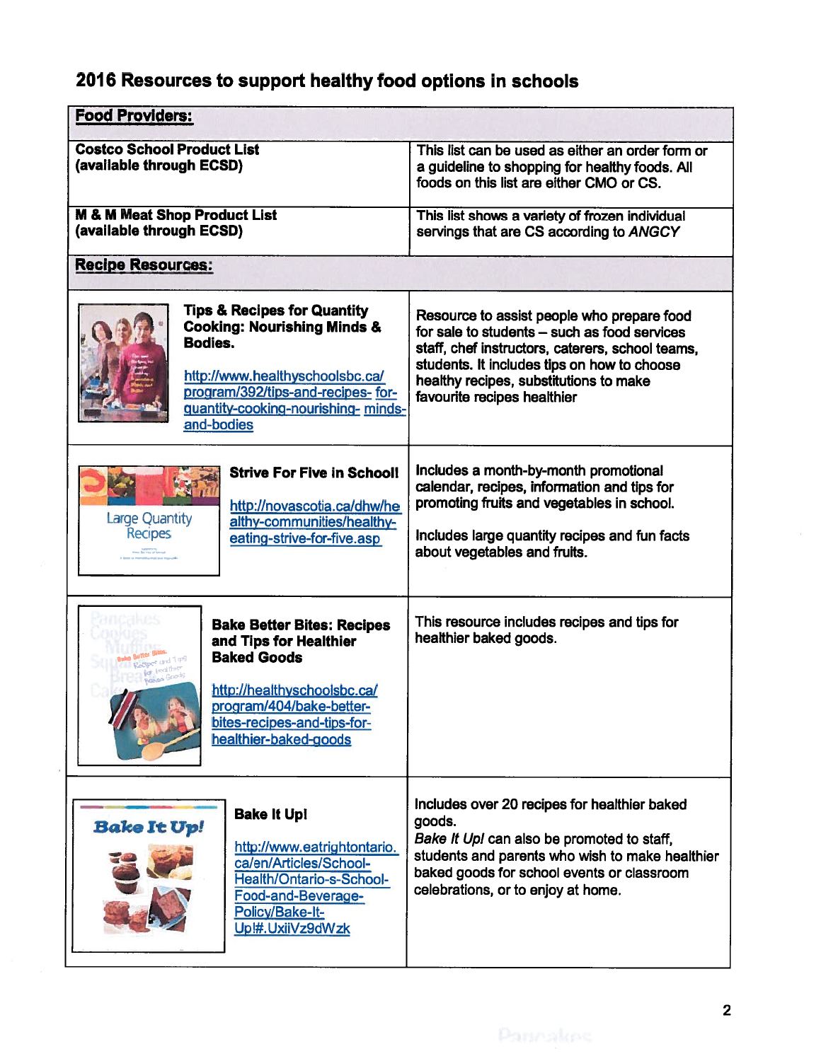# 2016 Resources to support healthy food options in schools

| **Food Providers:** | |
|---|---|
| **Costco School Product List (available through ECSD)** | This list can be used as either an order form or a guideline to shopping for healthy foods. All foods on this list are either CMO or CS. |
| **M & M Meat Shop Product List (available through ECSD)** | This list shows a variety of frozen individual servings that are CS according to *ANGCY* |
| **Recipe Resources:** | |
| **Tips & Recipes for Quantity Cooking: Nourishing Minds & Bodies.** http://www.healthyschoolsbc.ca/program/392/tips-and-recipes-for-quantity-cooking-nourishing-minds-and-bodies | Resource to assist people who prepare food for sale to students – such as food services staff, chef instructors, caterers, school teams, students. It includes tips on how to choose healthy recipes, substitutions to make favourite recipes healthier |
| **Strive For Five in School!** http://novascotia.ca/dhw/healthy-communities/healthy-eating-strive-for-five.asp | Includes a month-by-month promotional calendar, recipes, information and tips for promoting fruits and vegetables in school. Includes large quantity recipes and fun facts about vegetables and fruits. |
| **Bake Better Bites: Recipes and Tips for Healthier Baked Goods** http://healthyschoolsbc.ca/program/404/bake-better-bites-recipes-and-tips-for-healthier-baked-goods | This resource includes recipes and tips for healthier baked goods. |
| **Bake It Up!** http://www.eatrightontario.ca/en/Articles/School-Health/Ontario-s-School-Food-and-Beverage-Policy/Bake-It-Up!#.UxiiVz9dWzk | Includes over 20 recipes for healthier baked goods. *Bake It Up!* can also be promoted to staff, students and parents who wish to make healthier baked goods for school events or classroom celebrations, or to enjoy at home. |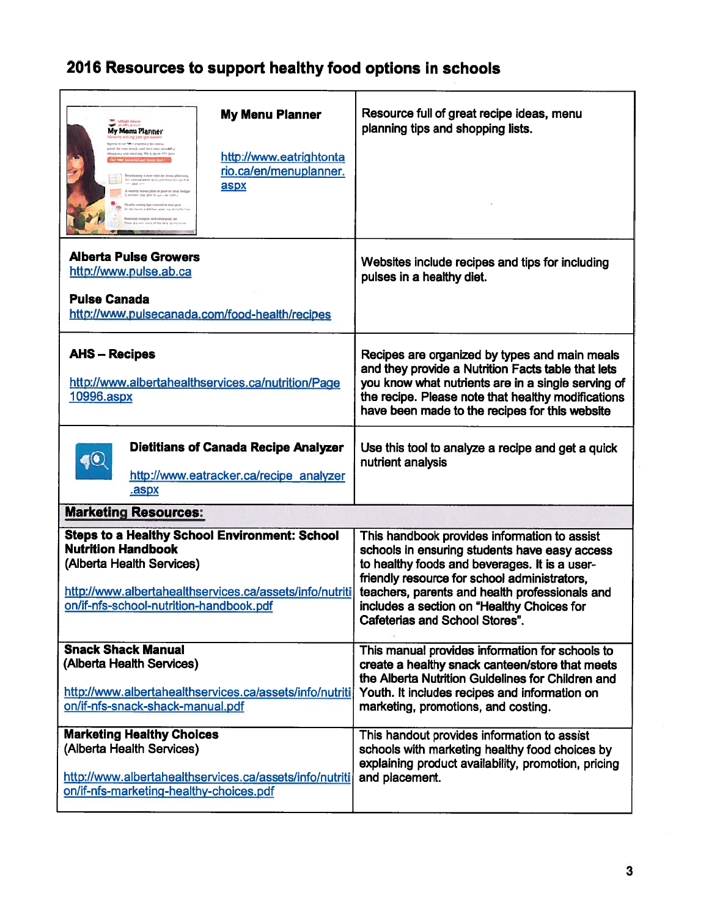# 2016 Resources to support healthy food options in schools

| | |
|---|---|
| **My Menu Planner**<br><br>http://www.eatrightontario.ca/en/menuplanner.aspx | Resource full of great recipe ideas, menu planning tips and shopping lists. |
| **Alberta Pulse Growers**<br>http://www.pulse.ab.ca<br><br>**Pulse Canada**<br>http://www.pulsecanada.com/food-health/recipes | Websites include recipes and tips for including pulses in a healthy diet. |
| **AHS – Recipes**<br><br>http://www.albertahealthservices.ca/nutrition/Page10996.aspx | Recipes are organized by types and main meals and they provide a Nutrition Facts table that lets you know what nutrients are in a single serving of the recipe. Please note that healthy modifications have been made to the recipes for this website |
| **Dietitians of Canada Recipe Analyzer**<br><br>http://www.eatracker.ca/recipe_analyzer.aspx | Use this tool to analyze a recipe and get a quick nutrient analysis |
| **Marketing Resources:** | |
| **Steps to a Healthy School Environment: School Nutrition Handbook**<br>(Alberta Health Services)<br><br>http://www.albertahealthservices.ca/assets/info/nutrition/if-nfs-school-nutrition-handbook.pdf | This handbook provides information to assist schools in ensuring students have easy access to healthy foods and beverages. It is a user-friendly resource for school administrators, teachers, parents and health professionals and includes a section on "Healthy Choices for Cafeterias and School Stores". |
| **Snack Shack Manual**<br>(Alberta Health Services)<br><br>http://www.albertahealthservices.ca/assets/info/nutrition/if-nfs-snack-shack-manual.pdf | This manual provides information for schools to create a healthy snack canteen/store that meets the Alberta Nutrition Guidelines for Children and Youth. It includes recipes and information on marketing, promotions, and costing. |
| **Marketing Healthy Choices**<br>(Alberta Health Services)<br><br>http://www.albertahealthservices.ca/assets/info/nutrition/if-nfs-marketing-healthy-choices.pdf | This handout provides information to assist schools with marketing healthy food choices by explaining product availability, promotion, pricing and placement. |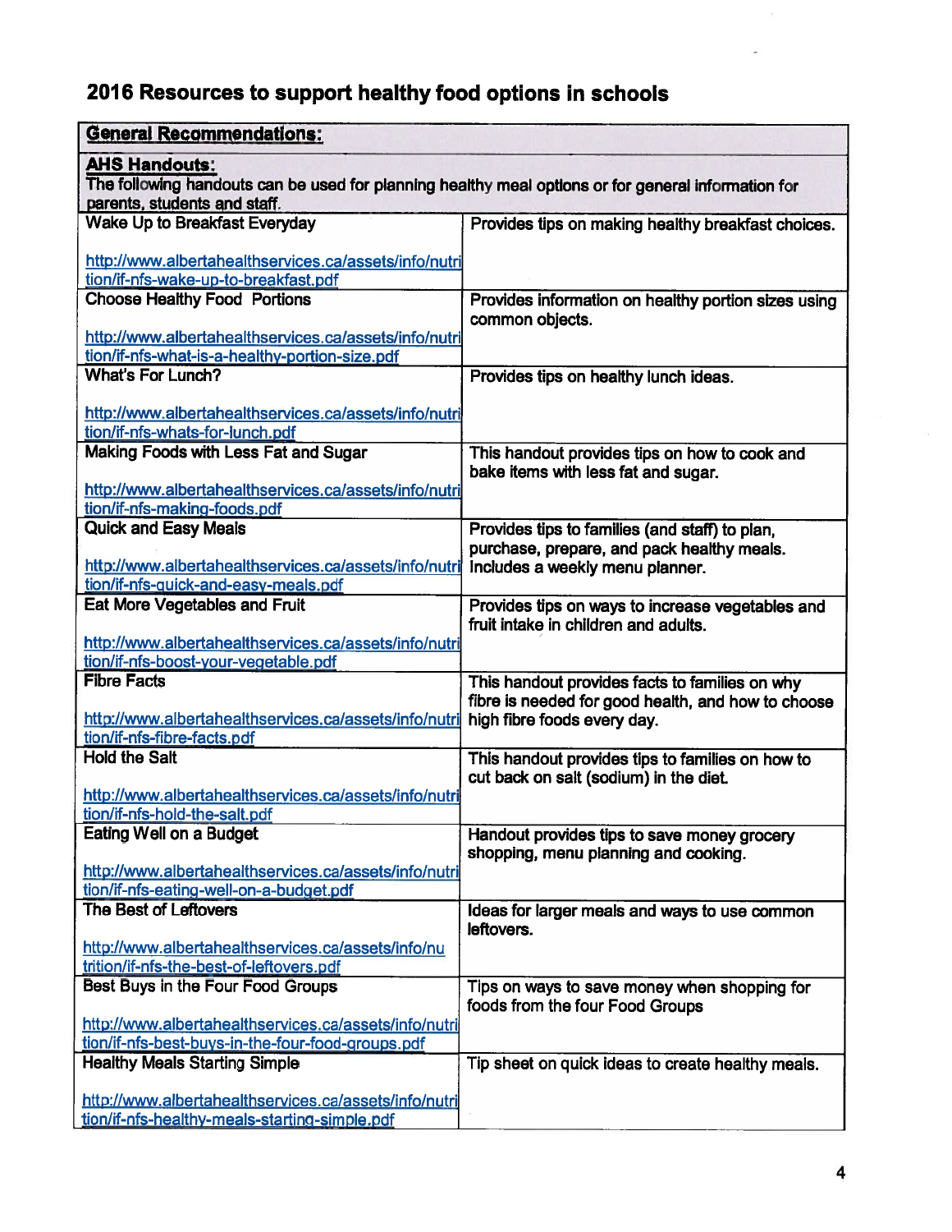# 2016 Resources to support healthy food options in schools

| | |
|---|---|
| **General Recommendations:** | |
| **AHS Handouts:** The following handouts can be used for planning healthy meal options or for general information for parents, students and staff. | |
| Wake Up to Breakfast Everyday<br><br>http://www.albertahealthservices.ca/assets/info/nutrition/if-nfs-wake-up-to-breakfast.pdf | Provides tips on making healthy breakfast choices. |
| Choose Healthy Food Portions<br><br>http://www.albertahealthservices.ca/assets/info/nutrition/if-nfs-what-is-a-healthy-portion-size.pdf | Provides information on healthy portion sizes using common objects. |
| What's For Lunch?<br><br>http://www.albertahealthservices.ca/assets/info/nutrition/if-nfs-whats-for-lunch.pdf | Provides tips on healthy lunch ideas. |
| Making Foods with Less Fat and Sugar<br><br>http://www.albertahealthservices.ca/assets/info/nutrition/if-nfs-making-foods.pdf | This handout provides tips on how to cook and bake items with less fat and sugar. |
| Quick and Easy Meals<br><br>http://www.albertahealthservices.ca/assets/info/nutrition/if-nfs-quick-and-easy-meals.pdf | Provides tips to families (and staff) to plan, purchase, prepare, and pack healthy meals. Includes a weekly menu planner. |
| Eat More Vegetables and Fruit<br><br>http://www.albertahealthservices.ca/assets/info/nutrition/if-nfs-boost-your-vegetable.pdf | Provides tips on ways to increase vegetables and fruit intake in children and adults. |
| Fibre Facts<br><br>http://www.albertahealthservices.ca/assets/info/nutrition/if-nfs-fibre-facts.pdf | This handout provides facts to families on why fibre is needed for good health, and how to choose high fibre foods every day. |
| Hold the Salt<br><br>http://www.albertahealthservices.ca/assets/info/nutrition/if-nfs-hold-the-salt.pdf | This handout provides tips to families on how to cut back on salt (sodium) in the diet. |
| Eating Well on a Budget<br><br>http://www.albertahealthservices.ca/assets/info/nutrition/if-nfs-eating-well-on-a-budget.pdf | Handout provides tips to save money grocery shopping, menu planning and cooking. |
| The Best of Leftovers<br><br>http://www.albertahealthservices.ca/assets/info/nutrition/if-nfs-the-best-of-leftovers.pdf | Ideas for larger meals and ways to use common leftovers. |
| Best Buys in the Four Food Groups<br><br>http://www.albertahealthservices.ca/assets/info/nutrition/if-nfs-best-buys-in-the-four-food-groups.pdf | Tips on ways to save money when shopping for foods from the four Food Groups |
| Healthy Meals Starting Simple<br><br>http://www.albertahealthservices.ca/assets/info/nutrition/if-nfs-healthy-meals-starting-simple.pdf | Tip sheet on quick ideas to create healthy meals. |